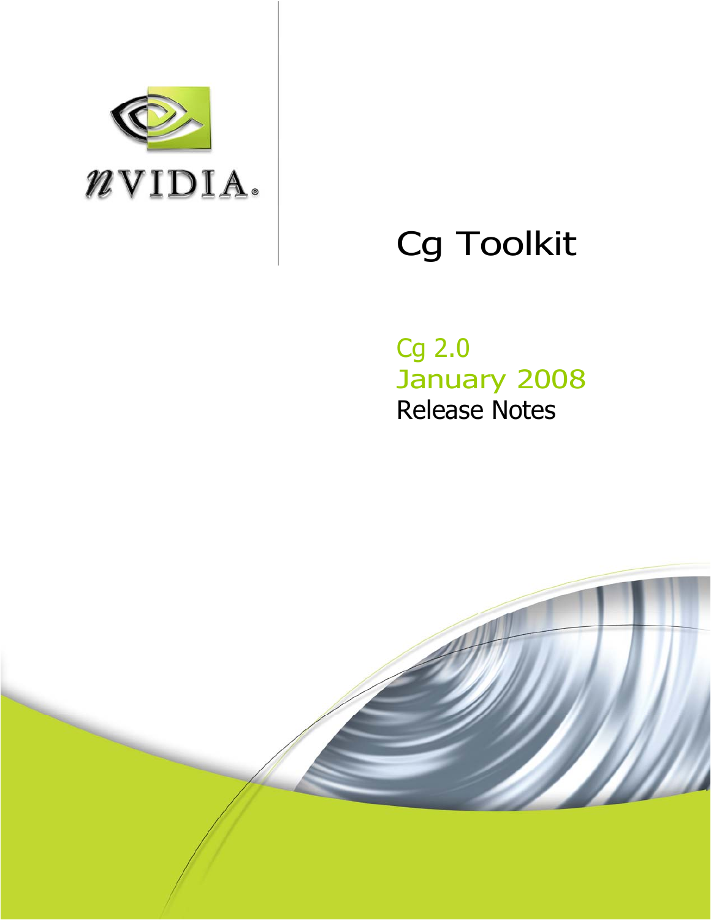# Cg Toolkit

## Cg 2.0

## January 2008

## Release Notes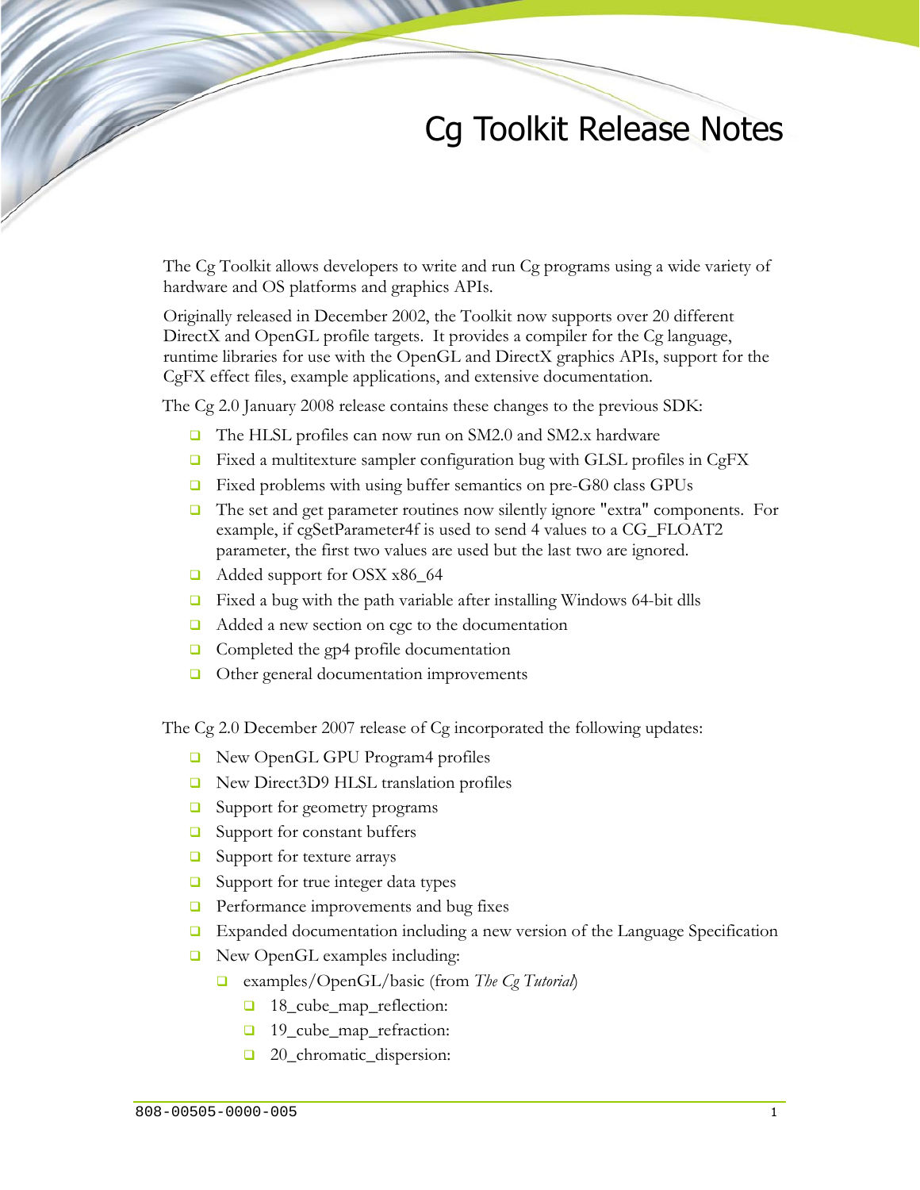# Cg Toolkit Release Notes

The Cg Toolkit allows developers to write and run Cg programs using a wide variety of hardware and OS platforms and graphics APIs.

Originally released in December 2002, the Toolkit now supports over 20 different DirectX and OpenGL profile targets. It provides a compiler for the Cg language, runtime libraries for use with the OpenGL and DirectX graphics APIs, support for the CgFX effect files, example applications, and extensive documentation.

The Cg 2.0 January 2008 release contains these changes to the previous SDK:

- The HLSL profiles can now run on SM2.0 and SM2.x hardware
- Fixed a multitexture sampler configuration bug with GLSL profiles in CgFX
- Fixed problems with using buffer semantics on pre-G80 class GPUs
- The set and get parameter routines now silently ignore "extra" components. For example, if cgSetParameter4f is used to send 4 values to a CG_FLOAT2 parameter, the first two values are used but the last two are ignored.
- Added support for OSX x86_64
- Fixed a bug with the path variable after installing Windows 64-bit dlls
- Added a new section on cgc to the documentation
- Completed the gp4 profile documentation
- Other general documentation improvements

The Cg 2.0 December 2007 release of Cg incorporated the following updates:

- New OpenGL GPU Program4 profiles
- New Direct3D9 HLSL translation profiles
- Support for geometry programs
- Support for constant buffers
- Support for texture arrays
- Support for true integer data types
- Performance improvements and bug fixes
- Expanded documentation including a new version of the Language Specification
- New OpenGL examples including:
  - examples/OpenGL/basic (from *The Cg Tutorial*)
    - 18_cube_map_reflection:
    - 19_cube_map_refraction:
    - 20_chromatic_dispersion: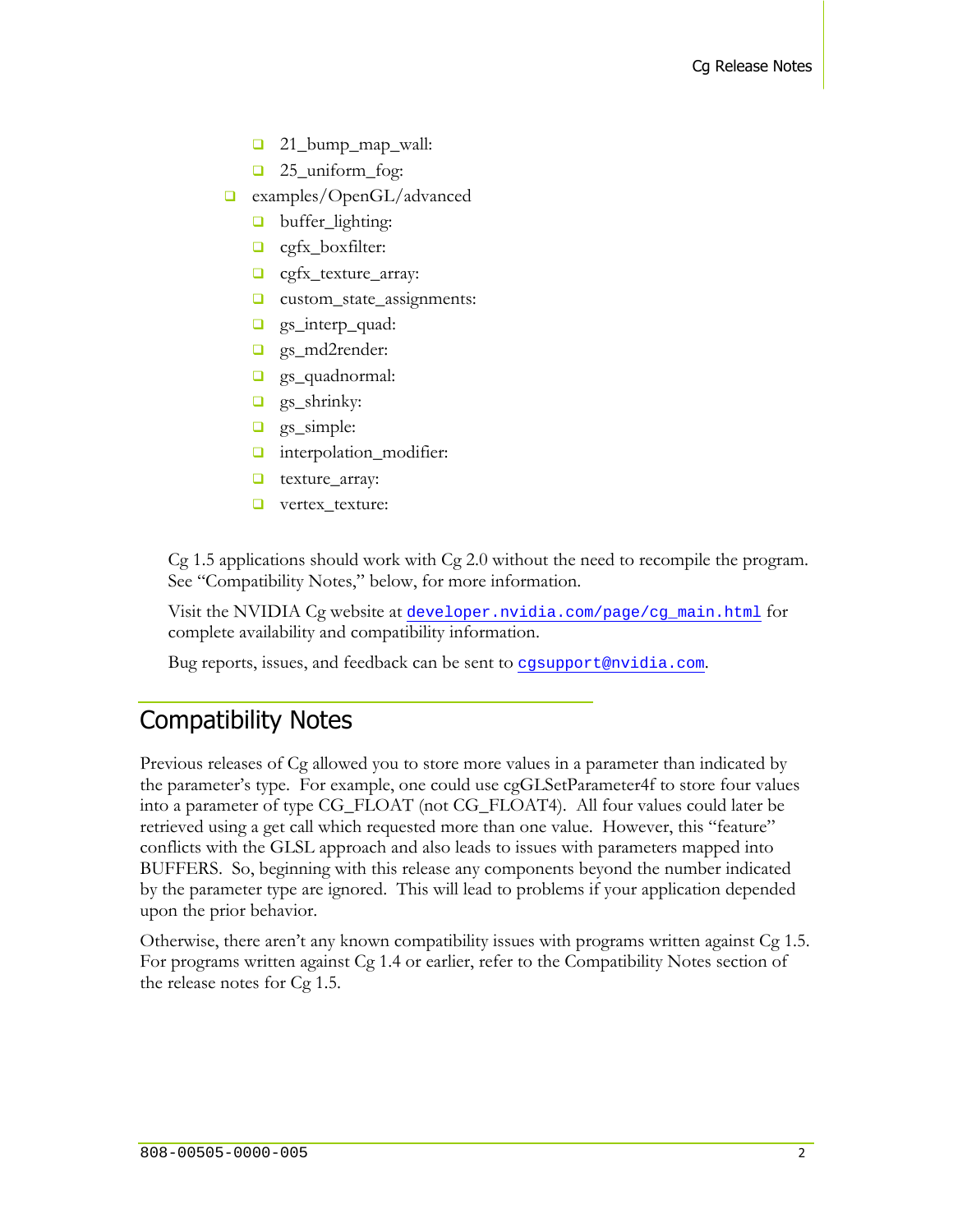- 21_bump_map_wall:
    - 25_uniform_fog:
- examples/OpenGL/advanced
    - buffer_lighting:
    - cgfx_boxfilter:
    - cgfx_texture_array:
    - custom_state_assignments:
    - gs_interp_quad:
    - gs_md2render:
    - gs_quadnormal:
    - gs_shrinky:
    - gs_simple:
    - interpolation_modifier:
    - texture_array:
    - vertex_texture:

Cg 1.5 applications should work with Cg 2.0 without the need to recompile the program. See "Compatibility Notes," below, for more information.

Visit the NVIDIA Cg website at `developer.nvidia.com/page/cg_main.html` for complete availability and compatibility information.

Bug reports, issues, and feedback can be sent to `cgsupport@nvidia.com`.

## Compatibility Notes

Previous releases of Cg allowed you to store more values in a parameter than indicated by the parameter's type. For example, one could use cgGLSetParameter4f to store four values into a parameter of type CG_FLOAT (not CG_FLOAT4). All four values could later be retrieved using a get call which requested more than one value. However, this "feature" conflicts with the GLSL approach and also leads to issues with parameters mapped into BUFFERS. So, beginning with this release any components beyond the number indicated by the parameter type are ignored. This will lead to problems if your application depended upon the prior behavior.

Otherwise, there aren't any known compatibility issues with programs written against Cg 1.5. For programs written against Cg 1.4 or earlier, refer to the Compatibility Notes section of the release notes for Cg 1.5.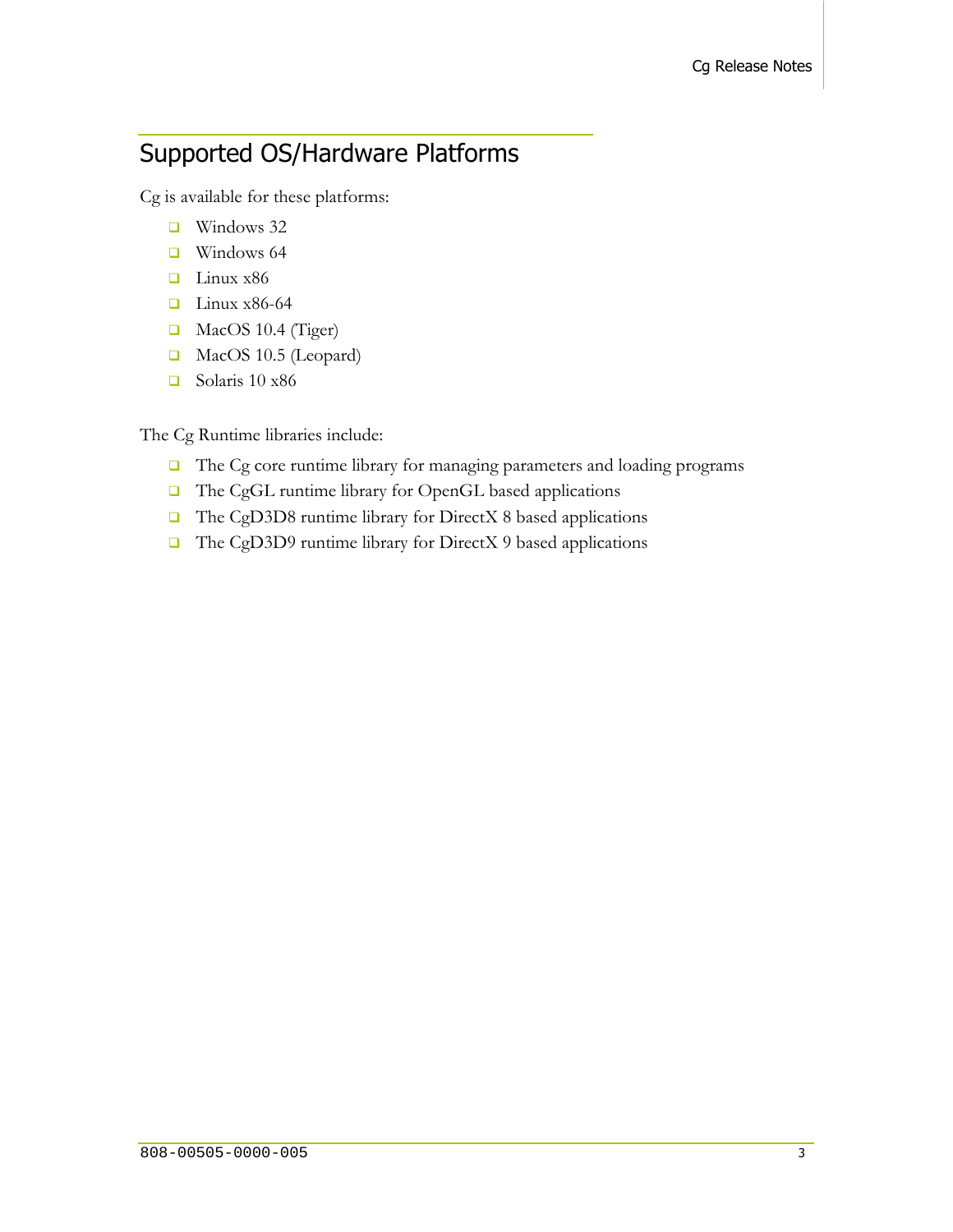## Supported OS/Hardware Platforms

Cg is available for these platforms:

- Windows 32
- Windows 64
- Linux x86
- Linux x86-64
- MacOS 10.4 (Tiger)
- MacOS 10.5 (Leopard)
- Solaris 10 x86

The Cg Runtime libraries include:

- The Cg core runtime library for managing parameters and loading programs
- The CgGL runtime library for OpenGL based applications
- The CgD3D8 runtime library for DirectX 8 based applications
- The CgD3D9 runtime library for DirectX 9 based applications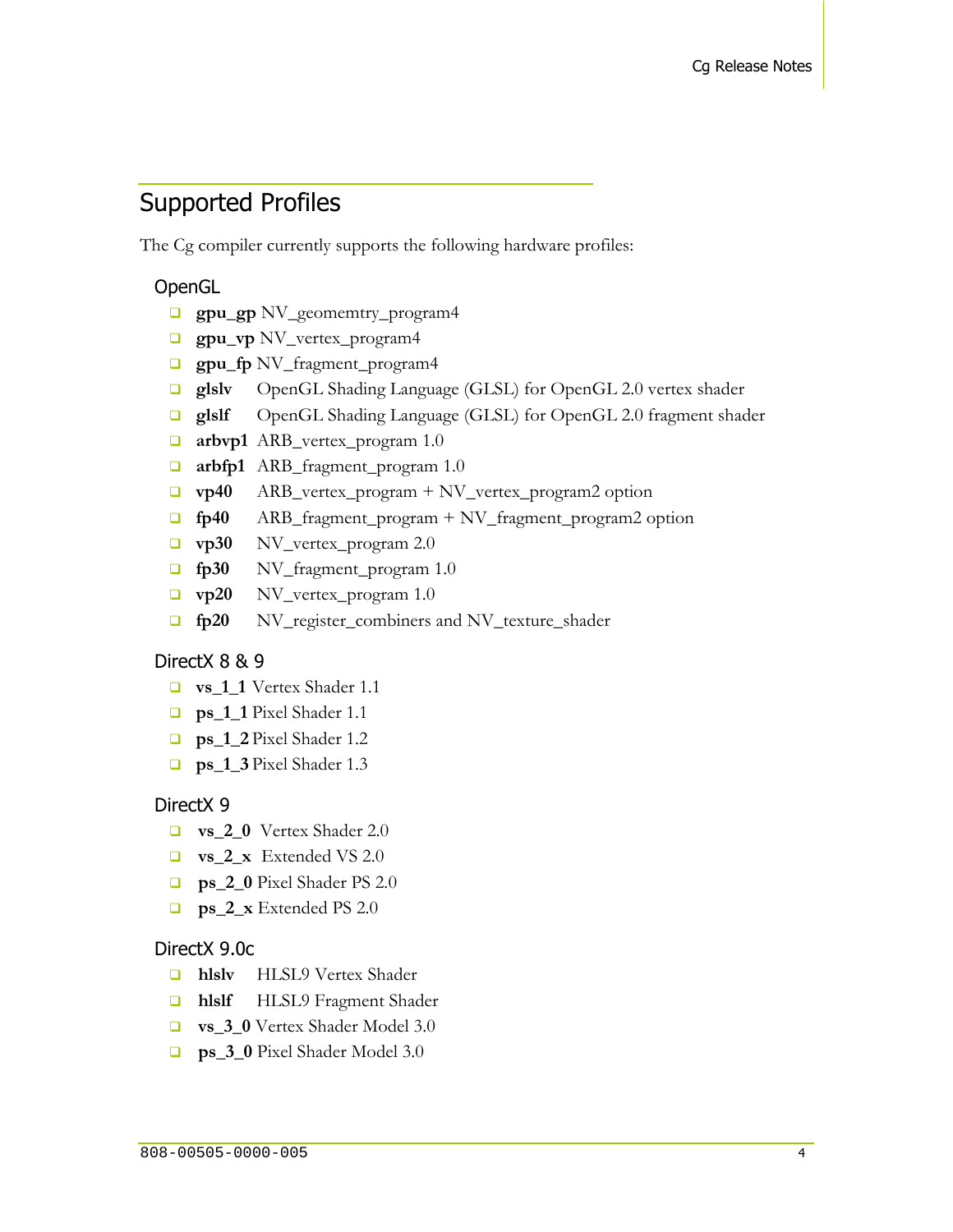## Supported Profiles

The Cg compiler currently supports the following hardware profiles:

### OpenGL

- **gpu_gp** NV_geomemtry_program4
- **gpu_vp** NV_vertex_program4
- **gpu_fp** NV_fragment_program4
- **glslv** OpenGL Shading Language (GLSL) for OpenGL 2.0 vertex shader
- **glslf** OpenGL Shading Language (GLSL) for OpenGL 2.0 fragment shader
- **arbvp1** ARB_vertex_program 1.0
- **arbfp1** ARB_fragment_program 1.0
- **vp40** ARB_vertex_program + NV_vertex_program2 option
- **fp40** ARB_fragment_program + NV_fragment_program2 option
- **vp30** NV_vertex_program 2.0
- **fp30** NV_fragment_program 1.0
- **vp20** NV_vertex_program 1.0
- **fp20** NV_register_combiners and NV_texture_shader

### DirectX 8 & 9

- **vs_1_1** Vertex Shader 1.1
- **ps_1_1** Pixel Shader 1.1
- **ps_1_2** Pixel Shader 1.2
- **ps_1_3** Pixel Shader 1.3

### DirectX 9

- **vs_2_0** Vertex Shader 2.0
- **vs_2_x** Extended VS 2.0
- **ps_2_0** Pixel Shader PS 2.0
- **ps_2_x** Extended PS 2.0

### DirectX 9.0c

- **hlslv** HLSL9 Vertex Shader
- **hlslf** HLSL9 Fragment Shader
- **vs_3_0** Vertex Shader Model 3.0
- **ps_3_0** Pixel Shader Model 3.0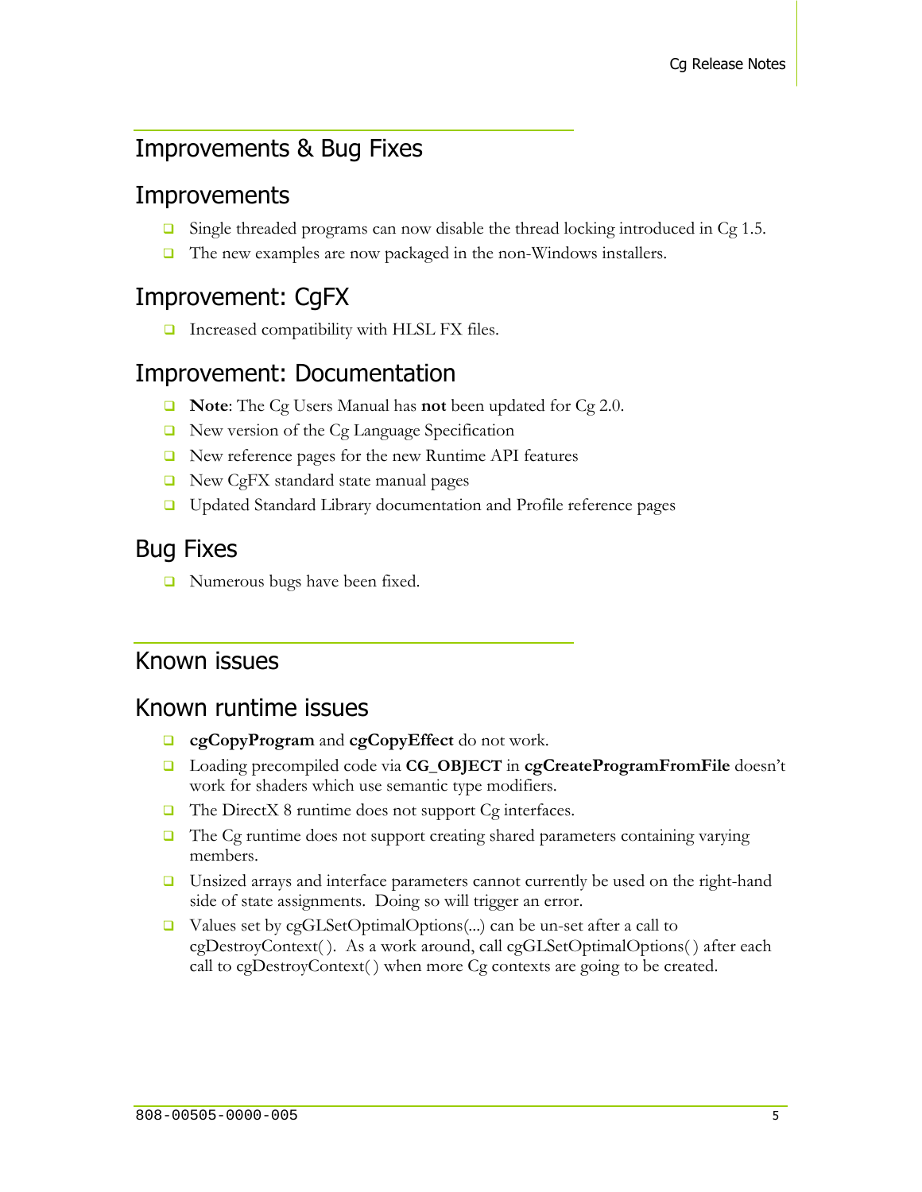# Improvements & Bug Fixes

## Improvements

- Single threaded programs can now disable the thread locking introduced in Cg 1.5.
- The new examples are now packaged in the non-Windows installers.

## Improvement: CgFX

- Increased compatibility with HLSL FX files.

## Improvement: Documentation

- **Note**: The Cg Users Manual has **not** been updated for Cg 2.0.
- New version of the Cg Language Specification
- New reference pages for the new Runtime API features
- New CgFX standard state manual pages
- Updated Standard Library documentation and Profile reference pages

## Bug Fixes

- Numerous bugs have been fixed.

# Known issues

## Known runtime issues

- **cgCopyProgram** and **cgCopyEffect** do not work.
- Loading precompiled code via **CG_OBJECT** in **cgCreateProgramFromFile** doesn't work for shaders which use semantic type modifiers.
- The DirectX 8 runtime does not support Cg interfaces.
- The Cg runtime does not support creating shared parameters containing varying members.
- Unsized arrays and interface parameters cannot currently be used on the right-hand side of state assignments. Doing so will trigger an error.
- Values set by cgGLSetOptimalOptions(...) can be un-set after a call to cgDestroyContext( ). As a work around, call cgGLSetOptimalOptions( ) after each call to cgDestroyContext( ) when more Cg contexts are going to be created.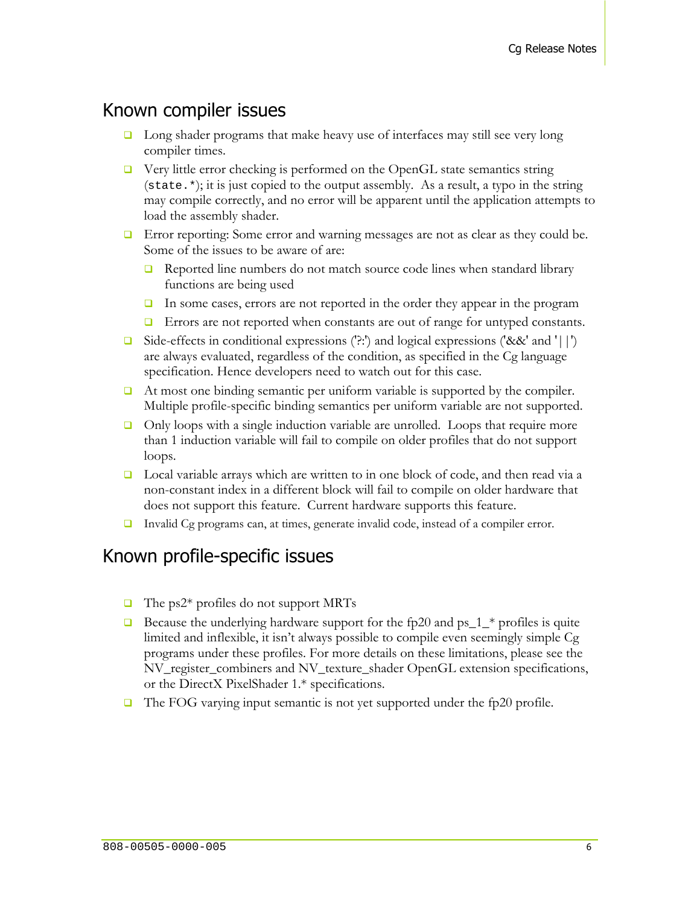## Known compiler issues

- Long shader programs that make heavy use of interfaces may still see very long compiler times.
- Very little error checking is performed on the OpenGL state semantics string (`state.*`); it is just copied to the output assembly. As a result, a typo in the string may compile correctly, and no error will be apparent until the application attempts to load the assembly shader.
- Error reporting: Some error and warning messages are not as clear as they could be. Some of the issues to be aware of are:
  - Reported line numbers do not match source code lines when standard library functions are being used
  - In some cases, errors are not reported in the order they appear in the program
  - Errors are not reported when constants are out of range for untyped constants.
- Side-effects in conditional expressions ('?:') and logical expressions ('&&' and '||') are always evaluated, regardless of the condition, as specified in the Cg language specification. Hence developers need to watch out for this case.
- At most one binding semantic per uniform variable is supported by the compiler. Multiple profile-specific binding semantics per uniform variable are not supported.
- Only loops with a single induction variable are unrolled. Loops that require more than 1 induction variable will fail to compile on older profiles that do not support loops.
- Local variable arrays which are written to in one block of code, and then read via a non-constant index in a different block will fail to compile on older hardware that does not support this feature. Current hardware supports this feature.
- Invalid Cg programs can, at times, generate invalid code, instead of a compiler error.

## Known profile-specific issues

- The ps2* profiles do not support MRTs
- Because the underlying hardware support for the fp20 and ps_1_* profiles is quite limited and inflexible, it isn't always possible to compile even seemingly simple Cg programs under these profiles. For more details on these limitations, please see the NV_register_combiners and NV_texture_shader OpenGL extension specifications, or the DirectX PixelShader 1.* specifications.
- The FOG varying input semantic is not yet supported under the fp20 profile.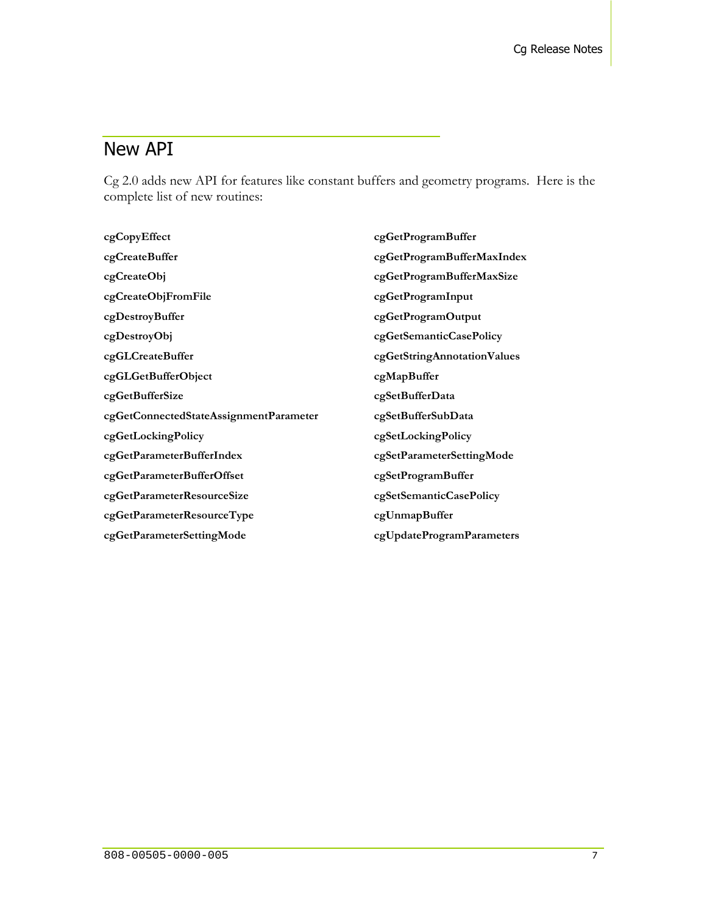## New API

Cg 2.0 adds new API for features like constant buffers and geometry programs. Here is the complete list of new routines:

**cgCopyEffect**

**cgCreateBuffer**

**cgCreateObj**

**cgCreateObjFromFile**

**cgDestroyBuffer**

**cgDestroyObj**

**cgGLCreateBuffer**

**cgGLGetBufferObject**

**cgGetBufferSize**

**cgGetConnectedStateAssignmentParameter**

**cgGetLockingPolicy**

**cgGetParameterBufferIndex**

**cgGetParameterBufferOffset**

**cgGetParameterResourceSize**

**cgGetParameterResourceType**

**cgGetParameterSettingMode**

**cgGetProgramBuffer**

**cgGetProgramBufferMaxIndex**

**cgGetProgramBufferMaxSize**

**cgGetProgramInput**

**cgGetProgramOutput**

**cgGetSemanticCasePolicy**

**cgGetStringAnnotationValues**

**cgMapBuffer**

**cgSetBufferData**

**cgSetBufferSubData**

**cgSetLockingPolicy**

**cgSetParameterSettingMode**

**cgSetProgramBuffer**

**cgSetSemanticCasePolicy**

**cgUnmapBuffer**

**cgUpdateProgramParameters**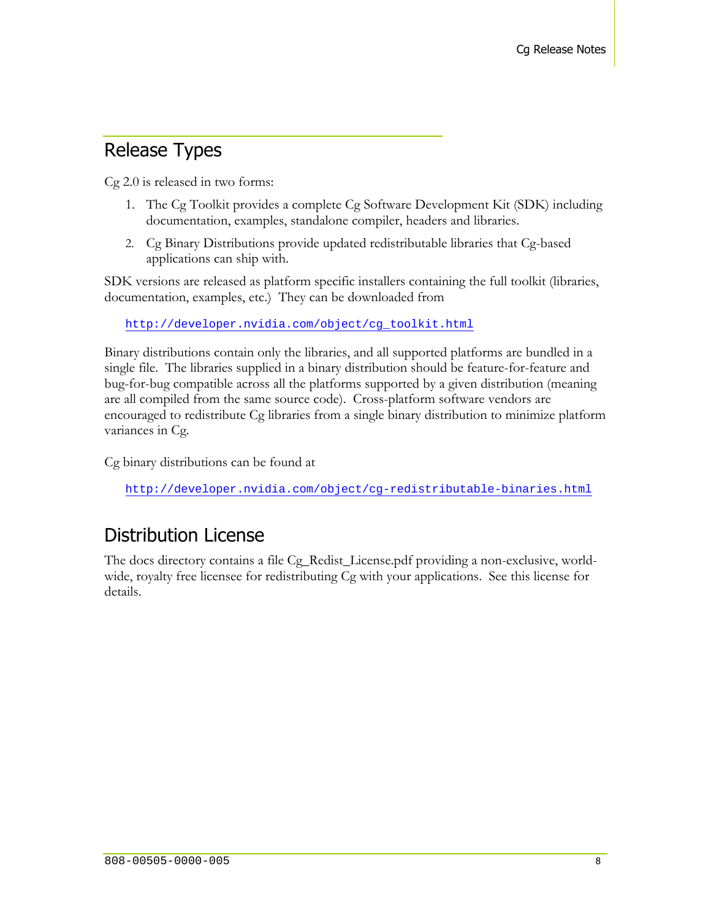## Release Types

Cg 2.0 is released in two forms:

1. The Cg Toolkit provides a complete Cg Software Development Kit (SDK) including documentation, examples, standalone compiler, headers and libraries.
2. Cg Binary Distributions provide updated redistributable libraries that Cg-based applications can ship with.

SDK versions are released as platform specific installers containing the full toolkit (libraries, documentation, examples, etc.) They can be downloaded from

http://developer.nvidia.com/object/cg_toolkit.html

Binary distributions contain only the libraries, and all supported platforms are bundled in a single file. The libraries supplied in a binary distribution should be feature-for-feature and bug-for-bug compatible across all the platforms supported by a given distribution (meaning are all compiled from the same source code). Cross-platform software vendors are encouraged to redistribute Cg libraries from a single binary distribution to minimize platform variances in Cg.

Cg binary distributions can be found at

http://developer.nvidia.com/object/cg-redistributable-binaries.html

## Distribution License

The docs directory contains a file Cg_Redist_License.pdf providing a non-exclusive, world-wide, royalty free licensee for redistributing Cg with your applications. See this license for details.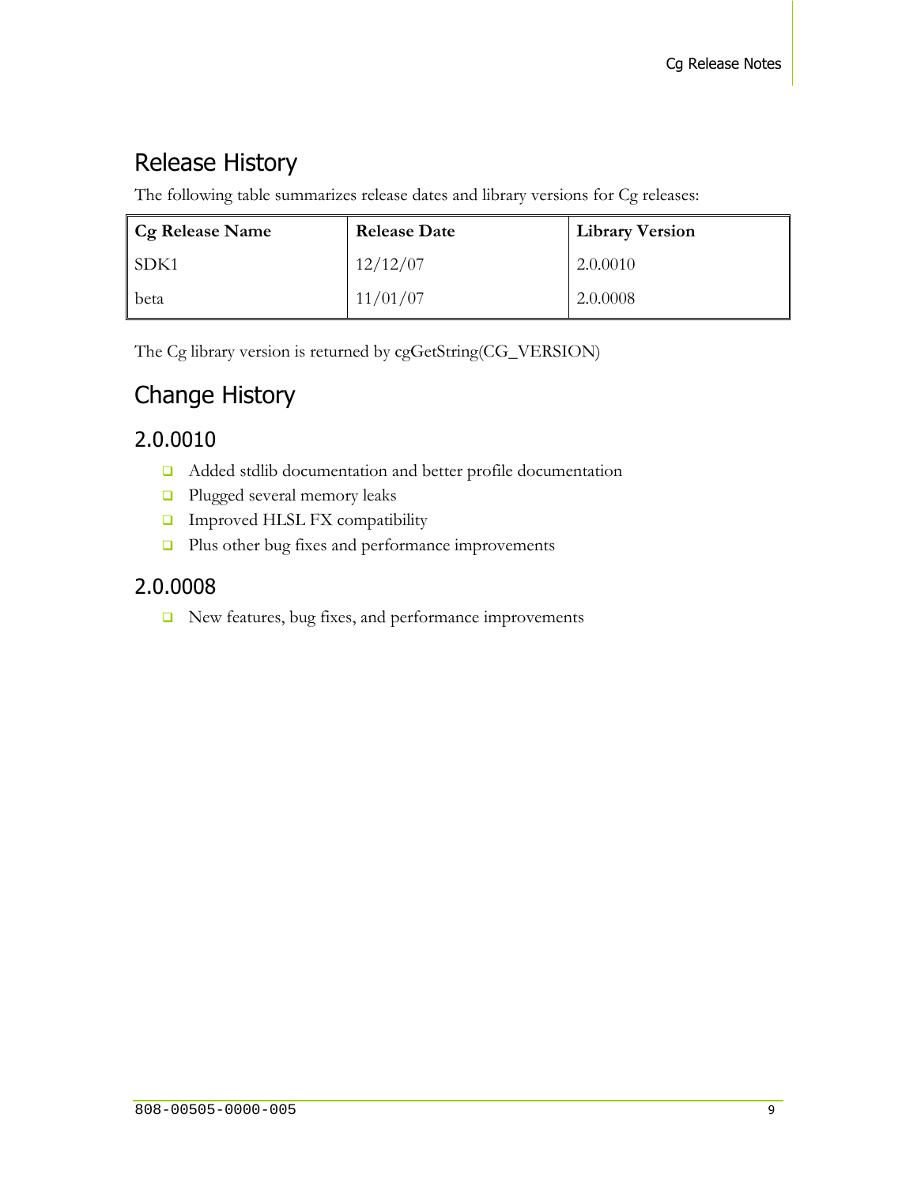## Release History

The following table summarizes release dates and library versions for Cg releases:

| Cg Release Name | Release Date | Library Version |
|---|---|---|
| SDK1 | 12/12/07 | 2.0.0010 |
| beta | 11/01/07 | 2.0.0008 |

The Cg library version is returned by cgGetString(CG_VERSION)

## Change History

### 2.0.0010

- Added stdlib documentation and better profile documentation
- Plugged several memory leaks
- Improved HLSL FX compatibility
- Plus other bug fixes and performance improvements

### 2.0.0008

- New features, bug fixes, and performance improvements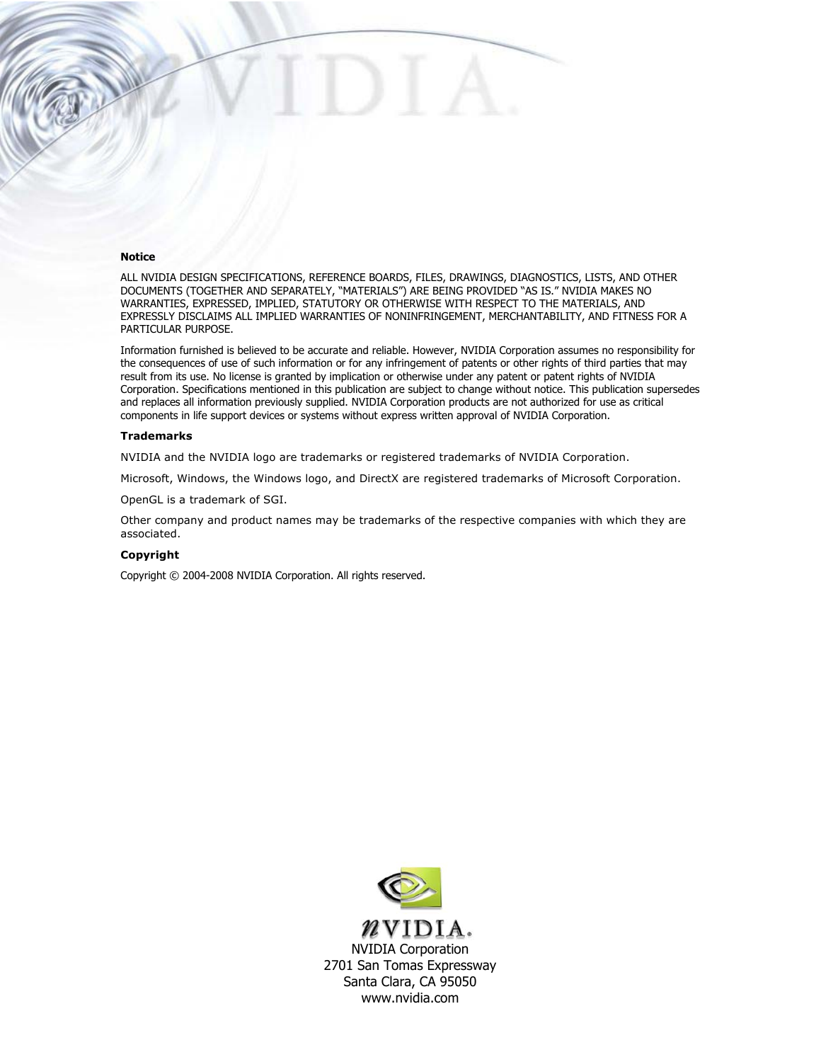**Notice**

ALL NVIDIA DESIGN SPECIFICATIONS, REFERENCE BOARDS, FILES, DRAWINGS, DIAGNOSTICS, LISTS, AND OTHER DOCUMENTS (TOGETHER AND SEPARATELY, "MATERIALS") ARE BEING PROVIDED "AS IS." NVIDIA MAKES NO WARRANTIES, EXPRESSED, IMPLIED, STATUTORY OR OTHERWISE WITH RESPECT TO THE MATERIALS, AND EXPRESSLY DISCLAIMS ALL IMPLIED WARRANTIES OF NONINFRINGEMENT, MERCHANTABILITY, AND FITNESS FOR A PARTICULAR PURPOSE.

Information furnished is believed to be accurate and reliable. However, NVIDIA Corporation assumes no responsibility for the consequences of use of such information or for any infringement of patents or other rights of third parties that may result from its use. No license is granted by implication or otherwise under any patent or patent rights of NVIDIA Corporation. Specifications mentioned in this publication are subject to change without notice. This publication supersedes and replaces all information previously supplied. NVIDIA Corporation products are not authorized for use as critical components in life support devices or systems without express written approval of NVIDIA Corporation.

**Trademarks**

NVIDIA and the NVIDIA logo are trademarks or registered trademarks of NVIDIA Corporation.

Microsoft, Windows, the Windows logo, and DirectX are registered trademarks of Microsoft Corporation.

OpenGL is a trademark of SGI.

Other company and product names may be trademarks of the respective companies with which they are associated.

**Copyright**

Copyright © 2004-2008 NVIDIA Corporation. All rights reserved.

NVIDIA Corporation
2701 San Tomas Expressway
Santa Clara, CA 95050
www.nvidia.com